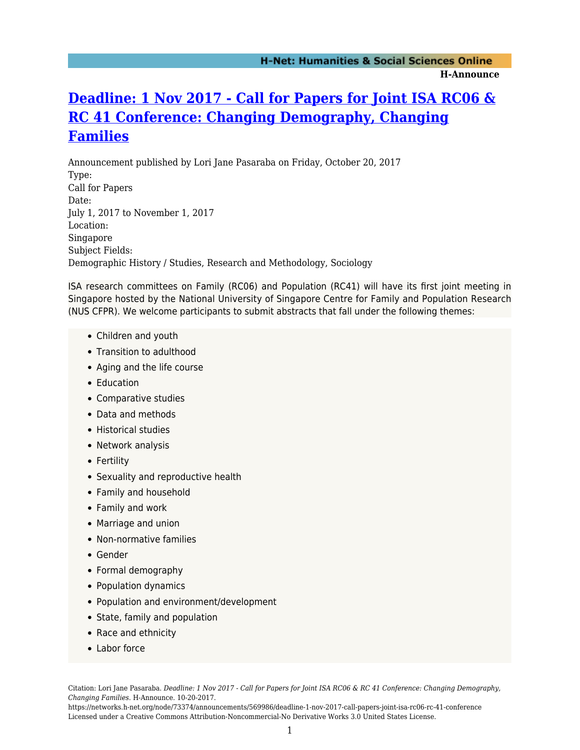# Deadline: 1 Nov 2017 - Call for Papers for Joint ISA RC06 & RC 41 Conference: Changing Demography, Changing Families

Announcement published by Lori Jane Pasaraba on Friday, October 20, 2017

Type:
Call for Papers

Date:
July 1, 2017 to November 1, 2017

Location:
Singapore

Subject Fields:
Demographic History / Studies, Research and Methodology, Sociology

ISA research committees on Family (RC06) and Population (RC41) will have its first joint meeting in Singapore hosted by the National University of Singapore Centre for Family and Population Research (NUS CFPR). We welcome participants to submit abstracts that fall under the following themes:

- Children and youth
- Transition to adulthood
- Aging and the life course
- Education
- Comparative studies
- Data and methods
- Historical studies
- Network analysis
- Fertility
- Sexuality and reproductive health
- Family and household
- Family and work
- Marriage and union
- Non-normative families
- Gender
- Formal demography
- Population dynamics
- Population and environment/development
- State, family and population
- Race and ethnicity
- Labor force

Citation: Lori Jane Pasaraba. *Deadline: 1 Nov 2017 - Call for Papers for Joint ISA RC06 & RC 41 Conference: Changing Demography, Changing Families*. H-Announce. 10-20-2017.
https://networks.h-net.org/node/73374/announcements/569986/deadline-1-nov-2017-call-papers-joint-isa-rc06-rc-41-conference
Licensed under a Creative Commons Attribution-Noncommercial-No Derivative Works 3.0 United States License.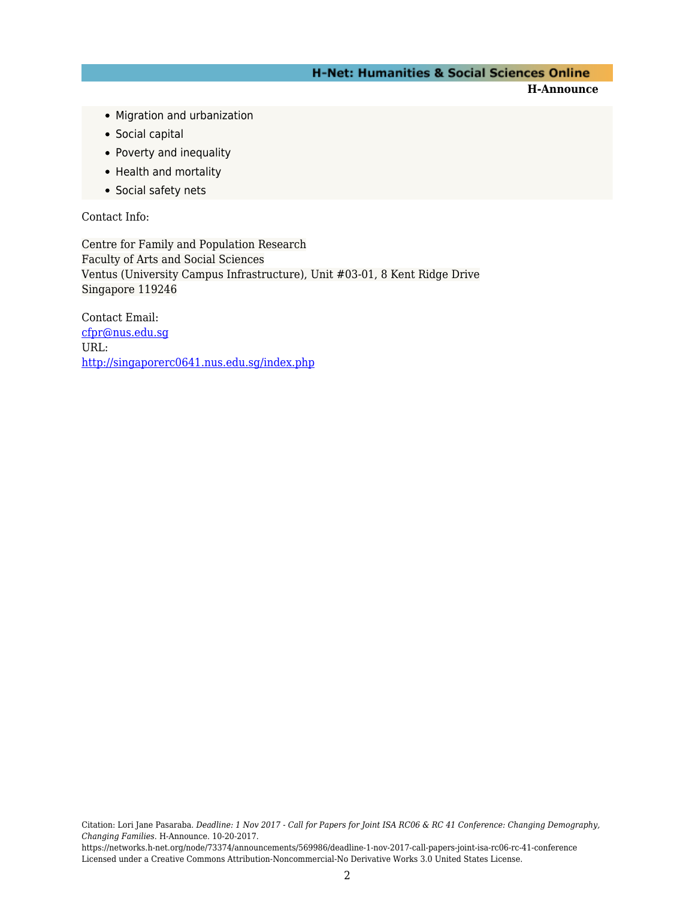- Migration and urbanization
- Social capital
- Poverty and inequality
- Health and mortality
- Social safety nets

Contact Info:

Centre for Family and Population Research
Faculty of Arts and Social Sciences
Ventus (University Campus Infrastructure), Unit #03-01, 8 Kent Ridge Drive
Singapore 119246

Contact Email:
cfpr@nus.edu.sg
URL:
http://singaporerc0641.nus.edu.sg/index.php

Citation: Lori Jane Pasaraba. *Deadline: 1 Nov 2017 - Call for Papers for Joint ISA RC06 & RC 41 Conference: Changing Demography, Changing Families*. H-Announce. 10-20-2017.
https://networks.h-net.org/node/73374/announcements/569986/deadline-1-nov-2017-call-papers-joint-isa-rc06-rc-41-conference
Licensed under a Creative Commons Attribution-Noncommercial-No Derivative Works 3.0 United States License.